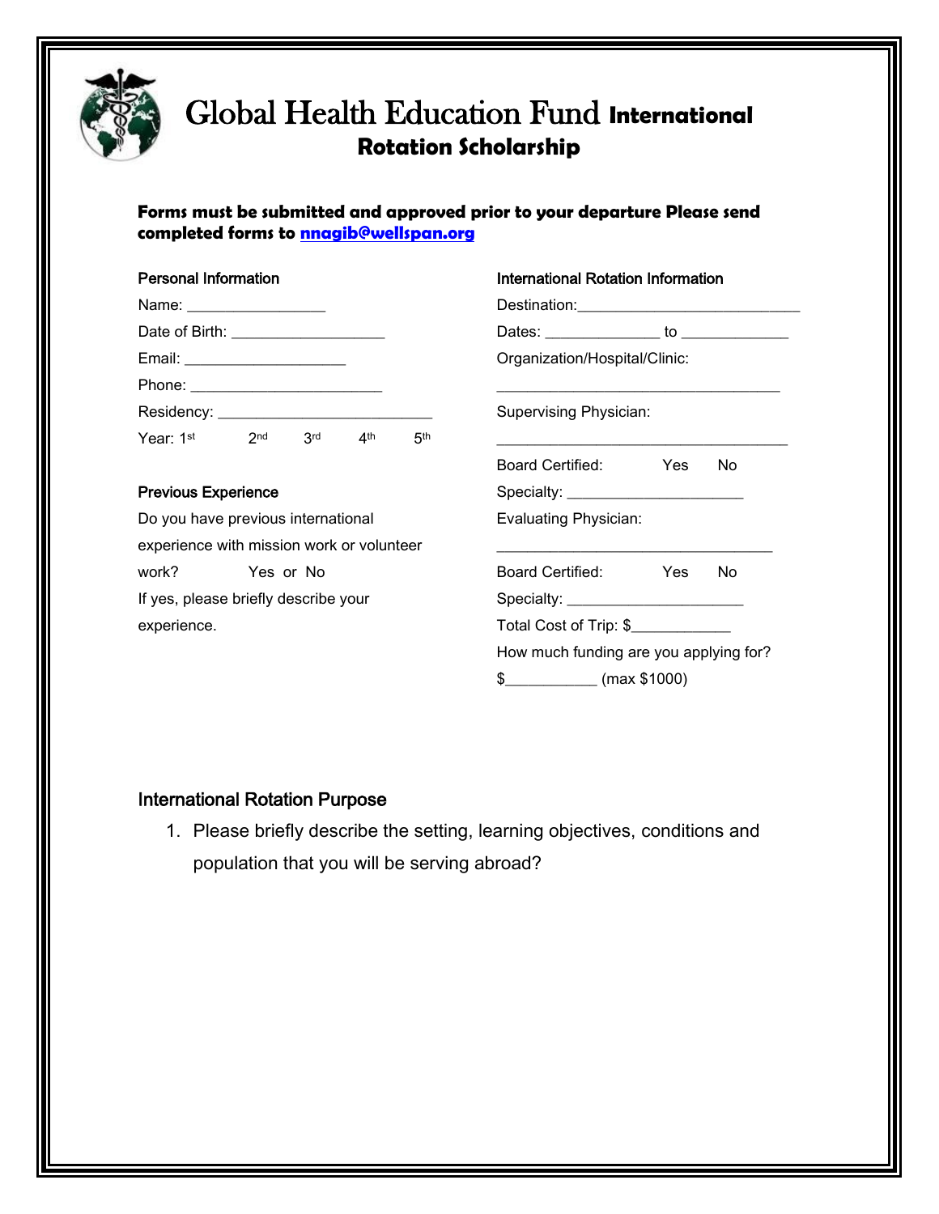# Global Health Education Fund International Rotation Scholarship

**Forms must be submitted and approved prior to your departure Please send completed forms to nnagib@wellspan.org**

### Personal Information

Name: ________________

Date of Birth: __________________

Email: ___________________

Phone: ______________________

Residency: _________________________

Year: 1st 2nd 3rd 4th 5th

### Previous Experience

Do you have previous international experience with mission work or volunteer work? Yes or No

If yes, please briefly describe your experience.

### International Rotation Information

Destination:__________________________

Dates: _____________ to ____________

Organization/Hospital/Clinic:

_________________________________

Supervising Physician:

__________________________________

Board Certified: Yes No

Specialty: _____________________

Evaluating Physician:

________________________________

Board Certified: Yes No

Specialty: _____________________

Total Cost of Trip: $___________

How much funding are you applying for?

$__________ (max $1000)

## International Rotation Purpose

1. Please briefly describe the setting, learning objectives, conditions and population that you will be serving abroad?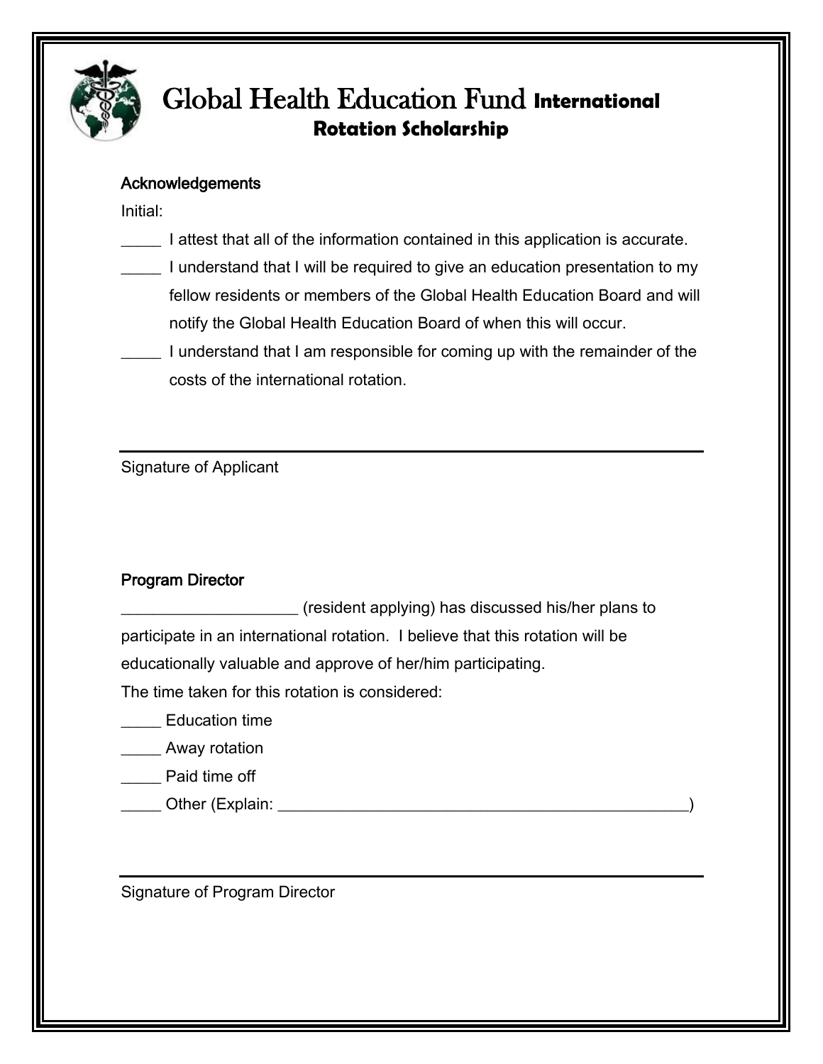# Global Health Education Fund International Rotation Scholarship

**Acknowledgements**

Initial:

_____ I attest that all of the information contained in this application is accurate.

_____ I understand that I will be required to give an education presentation to my fellow residents or members of the Global Health Education Board and will notify the Global Health Education Board of when this will occur.

_____ I understand that I am responsible for coming up with the remainder of the costs of the international rotation.

---

Signature of Applicant

**Program Director**

____________________ (resident applying) has discussed his/her plans to participate in an international rotation. I believe that this rotation will be educationally valuable and approve of her/him participating.

The time taken for this rotation is considered:

_____ Education time

_____ Away rotation

_____ Paid time off

_____ Other (Explain: ________________________________________________)

---

Signature of Program Director